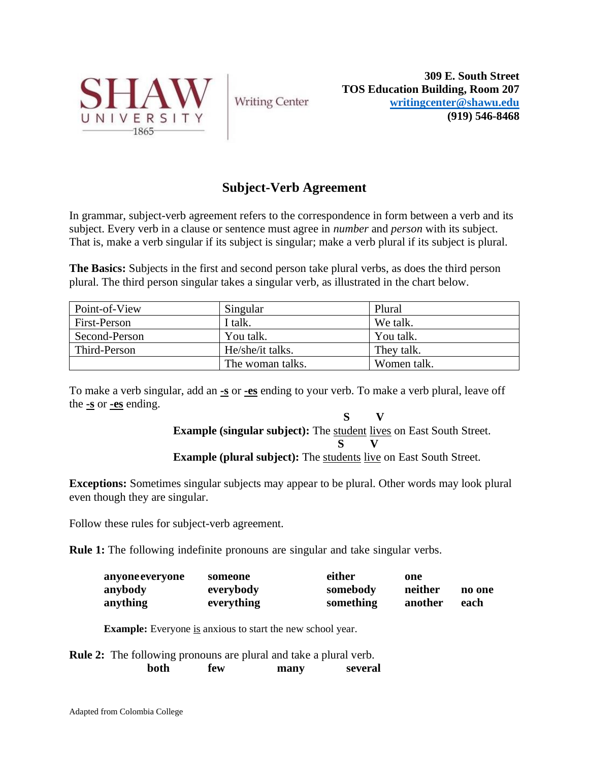SHAW UNIVERSITY 1865 | Writing Center

**309 E. South Street**
**TOS Education Building, Room 207**
**writingcenter@shawu.edu**
**(919) 546-8468**

# Subject-Verb Agreement

In grammar, subject-verb agreement refers to the correspondence in form between a verb and its subject. Every verb in a clause or sentence must agree in *number* and *person* with its subject. That is, make a verb singular if its subject is singular; make a verb plural if its subject is plural.

**The Basics:** Subjects in the first and second person take plural verbs, as does the third person plural. The third person singular takes a singular verb, as illustrated in the chart below.

| Point-of-View | Singular | Plural |
|---|---|---|
| First-Person | I talk. | We talk. |
| Second-Person | You talk. | You talk. |
| Third-Person | He/she/it talks. | They talk. |
| | The woman talks. | Women talk. |

To make a verb singular, add an **-s** or **-es** ending to your verb. To make a verb plural, leave off the **-s** or **-es** ending.

**Example (singular subject):** The student (S) lives (V) on East South Street.

**Example (plural subject):** The students (S) live (V) on East South Street.

**Exceptions:** Sometimes singular subjects may appear to be plural. Other words may look plural even though they are singular.

Follow these rules for subject-verb agreement.

**Rule 1:** The following indefinite pronouns are singular and take singular verbs.

**anyone everyone, someone, either, one, anybody, everybody, somebody, neither, no one, anything, everything, something, another, each**

**Example:** Everyone is anxious to start the new school year.

**Rule 2:** The following pronouns are plural and take a plural verb.

**both few many several**

Adapted from Colombia College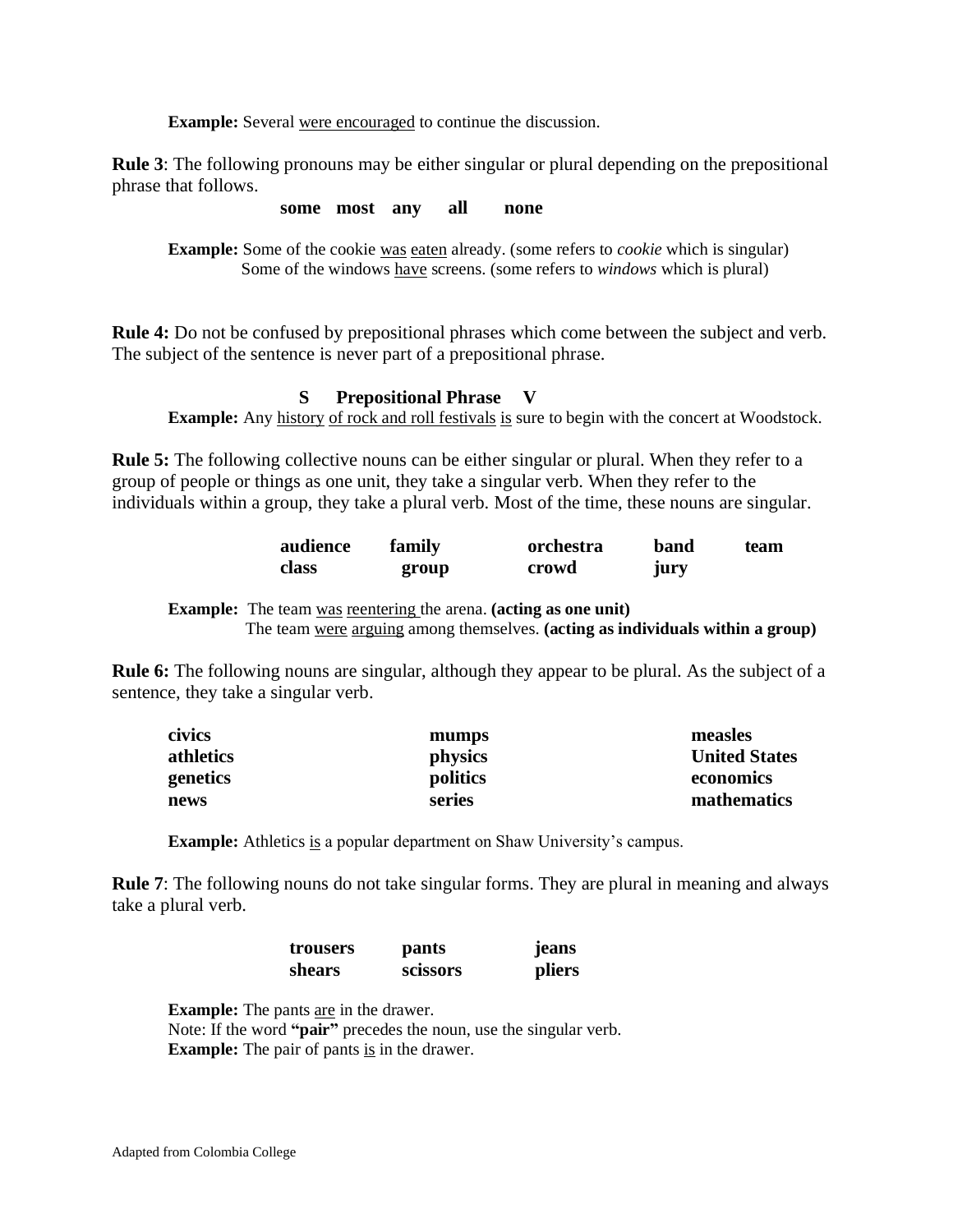**Example:** Several <u>were encouraged</u> to continue the discussion.

**Rule 3**: The following pronouns may be either singular or plural depending on the prepositional phrase that follows.

**some most any all none**

**Example:** Some of the cookie <u>was</u> <u>eaten</u> already. (some refers to *cookie* which is singular)
Some of the windows <u>have</u> screens. (some refers to *windows* which is plural)

**Rule 4:** Do not be confused by prepositional phrases which come between the subject and verb. The subject of the sentence is never part of a prepositional phrase.

**S Prepositional Phrase V**

**Example:** Any <u>history</u> <u>of rock and roll festivals</u> <u>is</u> sure to begin with the concert at Woodstock.

**Rule 5:** The following collective nouns can be either singular or plural. When they refer to a group of people or things as one unit, they take a singular verb. When they refer to the individuals within a group, they take a plural verb. Most of the time, these nouns are singular.

| | | | | |
|---|---|---|---|---|
| **audience** | **family** | **orchestra** | **band** | **team** |
| **class** | **group** | **crowd** | **jury** | |

**Example:** The team <u>was</u> <u>reentering</u> the arena. **(acting as one unit)**
The team <u>were</u> <u>arguing</u> among themselves. **(acting as individuals within a group)**

**Rule 6:** The following nouns are singular, although they appear to be plural. As the subject of a sentence, they take a singular verb.

| | | |
|---|---|---|
| **civics** | **mumps** | **measles** |
| **athletics** | **physics** | **United States** |
| **genetics** | **politics** | **economics** |
| **news** | **series** | **mathematics** |

**Example:** Athletics <u>is</u> a popular department on Shaw University's campus.

**Rule 7**: The following nouns do not take singular forms. They are plural in meaning and always take a plural verb.

| | | |
|---|---|---|
| **trousers** | **pants** | **jeans** |
| **shears** | **scissors** | **pliers** |

**Example:** The pants <u>are</u> in the drawer.
Note: If the word **"pair"** precedes the noun, use the singular verb.
**Example:** The pair of pants <u>is</u> in the drawer.

Adapted from Colombia College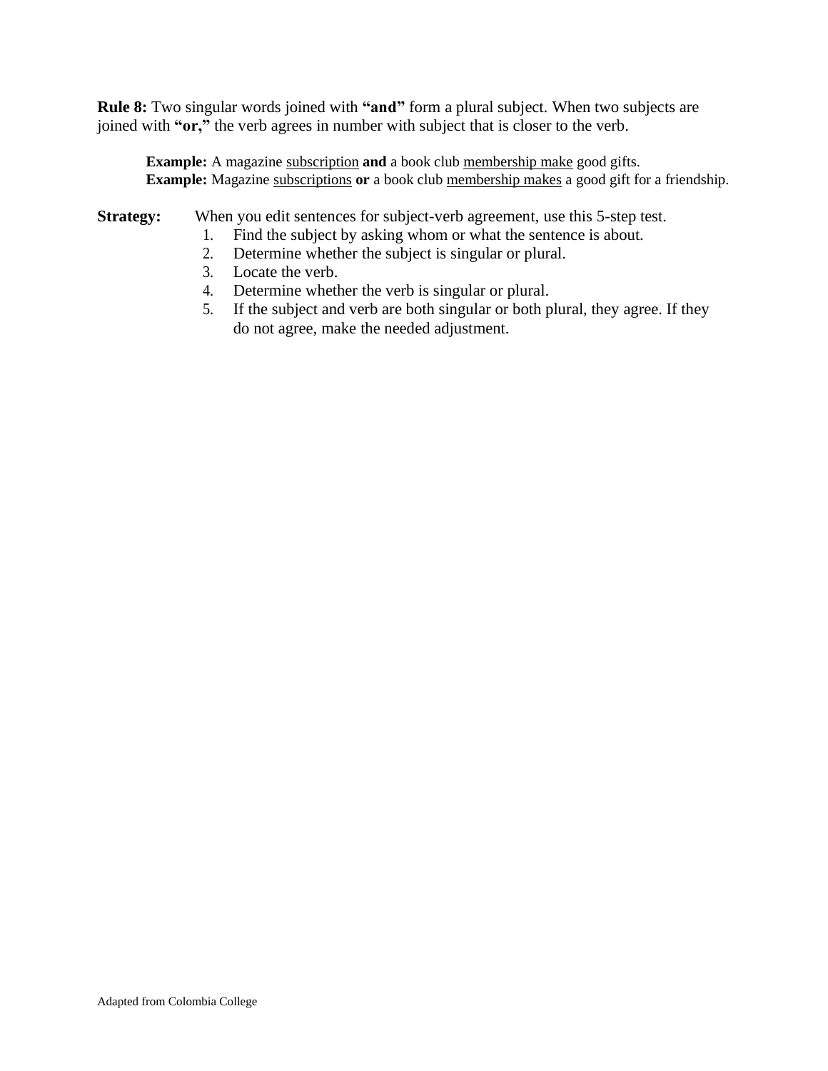**Rule 8:** Two singular words joined with **"and"** form a plural subject. When two subjects are joined with **"or,"** the verb agrees in number with subject that is closer to the verb.

> **Example:** A magazine subscription **and** a book club membership make good gifts.
> **Example:** Magazine subscriptions **or** a book club membership makes a good gift for a friendship.

**Strategy:** When you edit sentences for subject-verb agreement, use this 5-step test.

1. Find the subject by asking whom or what the sentence is about.
2. Determine whether the subject is singular or plural.
3. Locate the verb.
4. Determine whether the verb is singular or plural.
5. If the subject and verb are both singular or both plural, they agree. If they do not agree, make the needed adjustment.

Adapted from Colombia College